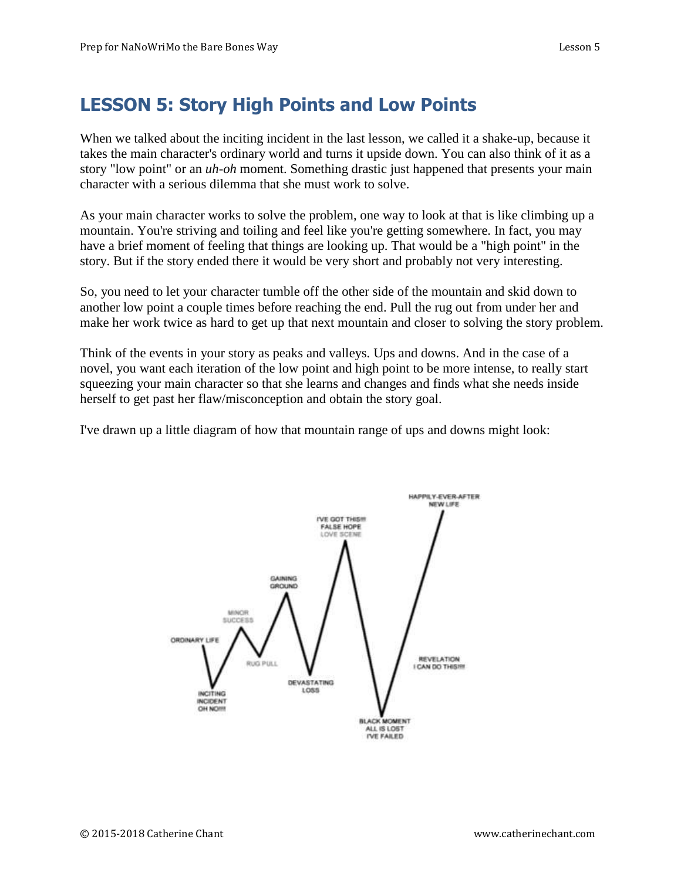# LESSON 5: Story High Points and Low Points

When we talked about the inciting incident in the last lesson, we called it a shake-up, because it takes the main character's ordinary world and turns it upside down. You can also think of it as a story "low point" or an *uh-oh* moment. Something drastic just happened that presents your main character with a serious dilemma that she must work to solve.

As your main character works to solve the problem, one way to look at that is like climbing up a mountain. You're striving and toiling and feel like you're getting somewhere. In fact, you may have a brief moment of feeling that things are looking up. That would be a "high point" in the story. But if the story ended there it would be very short and probably not very interesting.

So, you need to let your character tumble off the other side of the mountain and skid down to another low point a couple times before reaching the end. Pull the rug out from under her and make her work twice as hard to get up that next mountain and closer to solving the story problem.

Think of the events in your story as peaks and valleys. Ups and downs. And in the case of a novel, you want each iteration of the low point and high point to be more intense, to really start squeezing your main character so that she learns and changes and finds what she needs inside herself to get past her flaw/misconception and obtain the story goal.

I've drawn up a little diagram of how that mountain range of ups and downs might look:

ORDINARY LIFE

INCITING INCIDENT OH NO!!!!

MINOR SUCCESS

RUG PULL

GAINING GROUND

DEVASTATING LOSS

I'VE GOT THIS!!! FALSE HOPE LOVE SCENE

BLACK MOMENT ALL IS LOST I'VE FAILED

REVELATION I CAN DO THIS!!!!

HAPPILY-EVER-AFTER NEW LIFE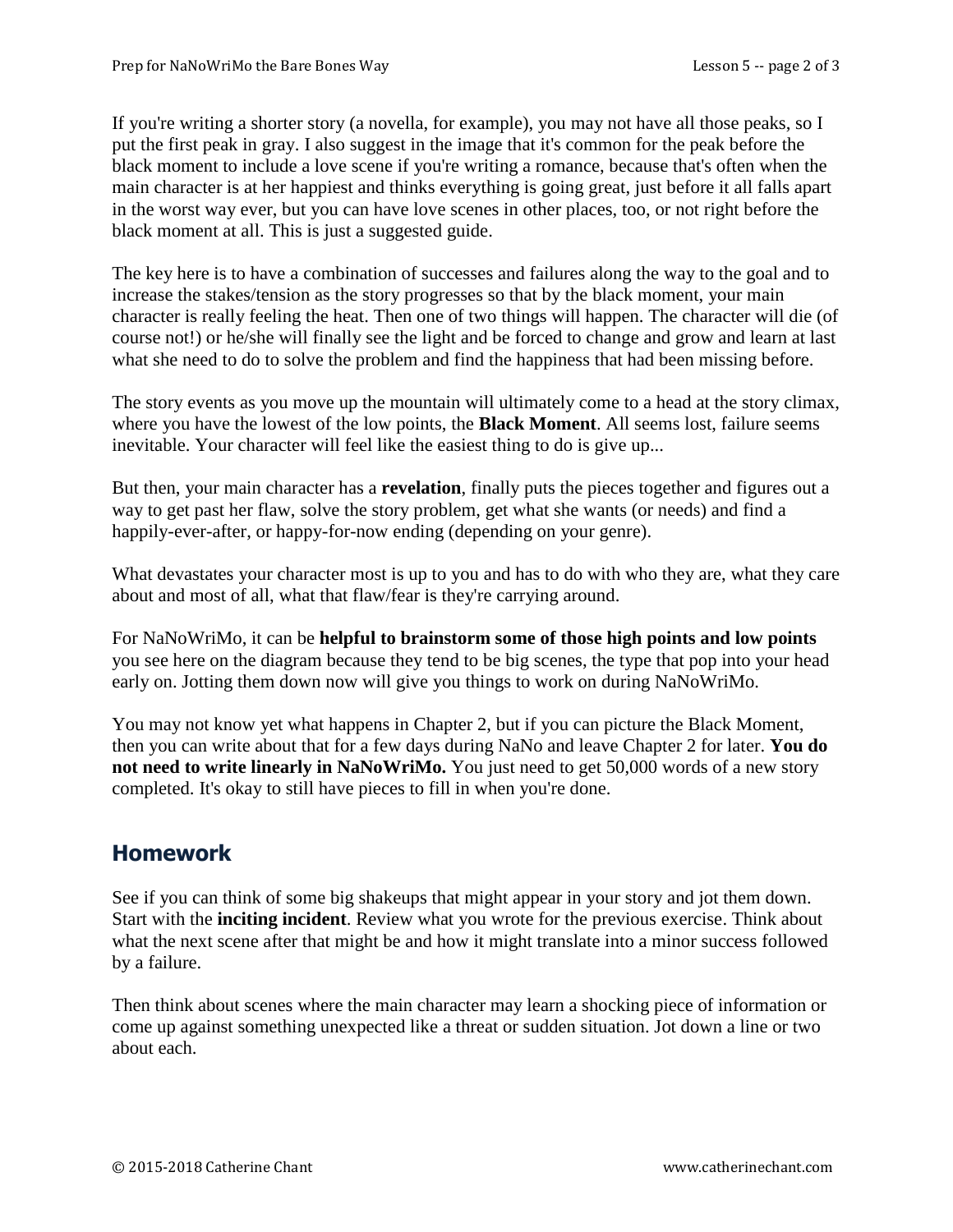If you're writing a shorter story (a novella, for example), you may not have all those peaks, so I put the first peak in gray. I also suggest in the image that it's common for the peak before the black moment to include a love scene if you're writing a romance, because that's often when the main character is at her happiest and thinks everything is going great, just before it all falls apart in the worst way ever, but you can have love scenes in other places, too, or not right before the black moment at all. This is just a suggested guide.

The key here is to have a combination of successes and failures along the way to the goal and to increase the stakes/tension as the story progresses so that by the black moment, your main character is really feeling the heat. Then one of two things will happen. The character will die (of course not!) or he/she will finally see the light and be forced to change and grow and learn at last what she need to do to solve the problem and find the happiness that had been missing before.

The story events as you move up the mountain will ultimately come to a head at the story climax, where you have the lowest of the low points, the **Black Moment**. All seems lost, failure seems inevitable. Your character will feel like the easiest thing to do is give up...

But then, your main character has a **revelation**, finally puts the pieces together and figures out a way to get past her flaw, solve the story problem, get what she wants (or needs) and find a happily-ever-after, or happy-for-now ending (depending on your genre).

What devastates your character most is up to you and has to do with who they are, what they care about and most of all, what that flaw/fear is they're carrying around.

For NaNoWriMo, it can be **helpful to brainstorm some of those high points and low points** you see here on the diagram because they tend to be big scenes, the type that pop into your head early on. Jotting them down now will give you things to work on during NaNoWriMo.

You may not know yet what happens in Chapter 2, but if you can picture the Black Moment, then you can write about that for a few days during NaNo and leave Chapter 2 for later. **You do not need to write linearly in NaNoWriMo.** You just need to get 50,000 words of a new story completed. It's okay to still have pieces to fill in when you're done.

## Homework

See if you can think of some big shakeups that might appear in your story and jot them down. Start with the **inciting incident**. Review what you wrote for the previous exercise. Think about what the next scene after that might be and how it might translate into a minor success followed by a failure.

Then think about scenes where the main character may learn a shocking piece of information or come up against something unexpected like a threat or sudden situation. Jot down a line or two about each.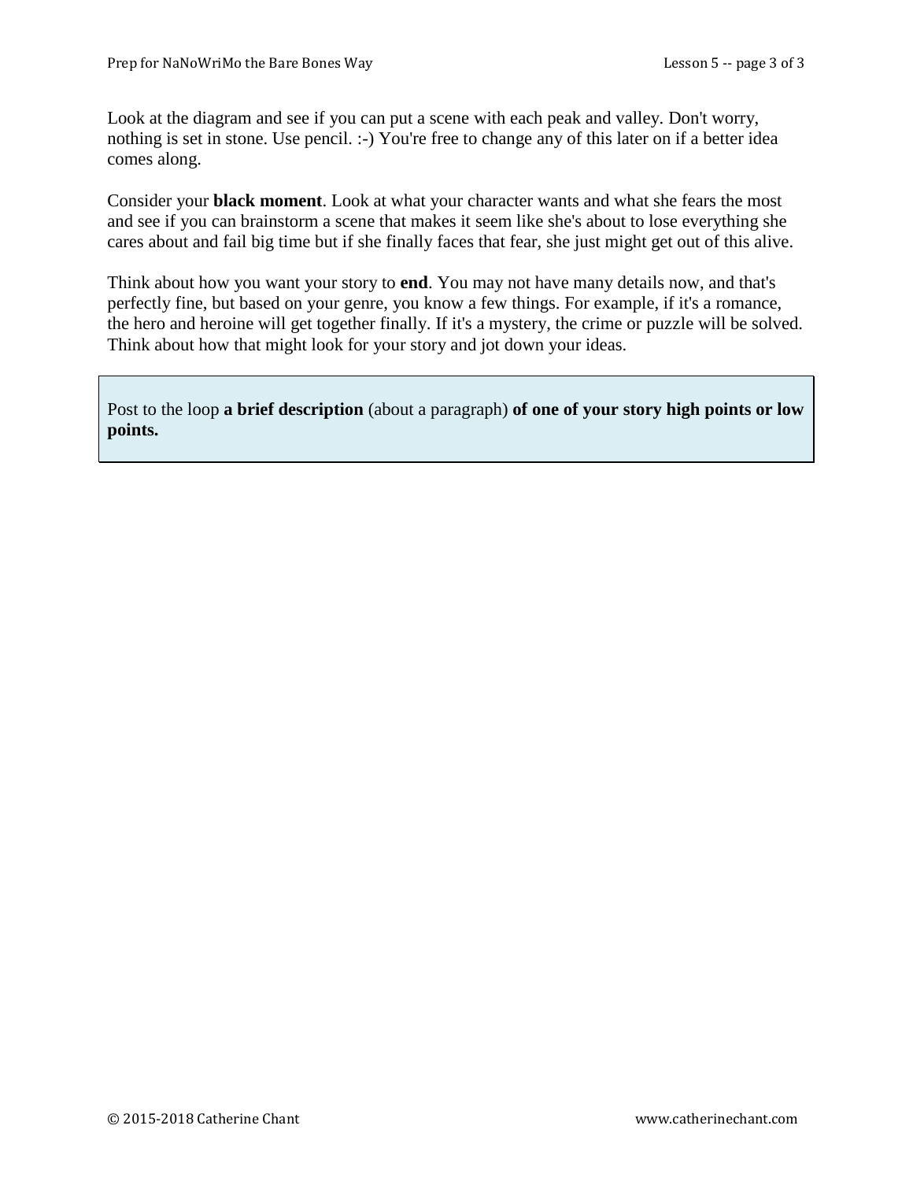Look at the diagram and see if you can put a scene with each peak and valley. Don't worry, nothing is set in stone. Use pencil. :-) You're free to change any of this later on if a better idea comes along.

Consider your **black moment**. Look at what your character wants and what she fears the most and see if you can brainstorm a scene that makes it seem like she's about to lose everything she cares about and fail big time but if she finally faces that fear, she just might get out of this alive.

Think about how you want your story to **end**. You may not have many details now, and that's perfectly fine, but based on your genre, you know a few things. For example, if it's a romance, the hero and heroine will get together finally. If it's a mystery, the crime or puzzle will be solved. Think about how that might look for your story and jot down your ideas.

> Post to the loop **a brief description** (about a paragraph) **of one of your story high points or low points.**